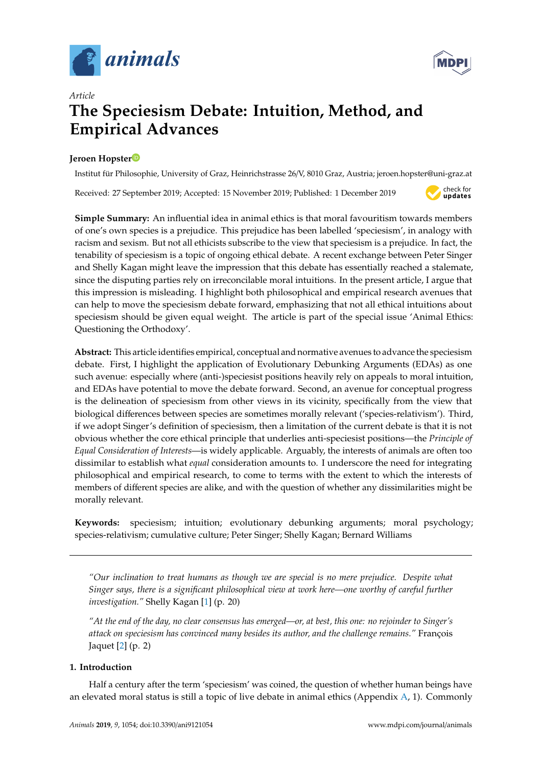*Article*

# The Speciesism Debate: Intuition, Method, and Empirical Advances

**Jeroen Hopster**

Institut für Philosophie, University of Graz, Heinrichstrasse 26/V, 8010 Graz, Austria; jeroen.hopster@uni-graz.at

Received: 27 September 2019; Accepted: 15 November 2019; Published: 1 December 2019

**Simple Summary:** An influential idea in animal ethics is that moral favouritism towards members of one's own species is a prejudice. This prejudice has been labelled 'speciesism', in analogy with racism and sexism. But not all ethicists subscribe to the view that speciesism is a prejudice. In fact, the tenability of speciesism is a topic of ongoing ethical debate. A recent exchange between Peter Singer and Shelly Kagan might leave the impression that this debate has essentially reached a stalemate, since the disputing parties rely on irreconcilable moral intuitions. In the present article, I argue that this impression is misleading. I highlight both philosophical and empirical research avenues that can help to move the speciesism debate forward, emphasizing that not all ethical intuitions about speciesism should be given equal weight. The article is part of the special issue 'Animal Ethics: Questioning the Orthodoxy'.

**Abstract:** This article identifies empirical, conceptual and normative avenues to advance the speciesism debate. First, I highlight the application of Evolutionary Debunking Arguments (EDAs) as one such avenue: especially where (anti-)speciesist positions heavily rely on appeals to moral intuition, and EDAs have potential to move the debate forward. Second, an avenue for conceptual progress is the delineation of speciesism from other views in its vicinity, specifically from the view that biological differences between species are sometimes morally relevant ('species-relativism'). Third, if we adopt Singer's definition of speciesism, then a limitation of the current debate is that it is not obvious whether the core ethical principle that underlies anti-speciesist positions—the *Principle of Equal Consideration of Interests*—is widely applicable. Arguably, the interests of animals are often too dissimilar to establish what *equal* consideration amounts to. I underscore the need for integrating philosophical and empirical research, to come to terms with the extent to which the interests of members of different species are alike, and with the question of whether any dissimilarities might be morally relevant.

**Keywords:** speciesism; intuition; evolutionary debunking arguments; moral psychology; species-relativism; cumulative culture; Peter Singer; Shelly Kagan; Bernard Williams

> *"Our inclination to treat humans as though we are special is no mere prejudice. Despite what Singer says, there is a significant philosophical view at work here—one worthy of careful further investigation."* Shelly Kagan [1] (p. 20)

> *"At the end of the day, no clear consensus has emerged—or, at best, this one: no rejoinder to Singer's attack on speciesism has convinced many besides its author, and the challenge remains."* François Jaquet [2] (p. 2)

## 1. Introduction

Half a century after the term 'speciesism' was coined, the question of whether human beings have an elevated moral status is still a topic of live debate in animal ethics (Appendix A, 1). Commonly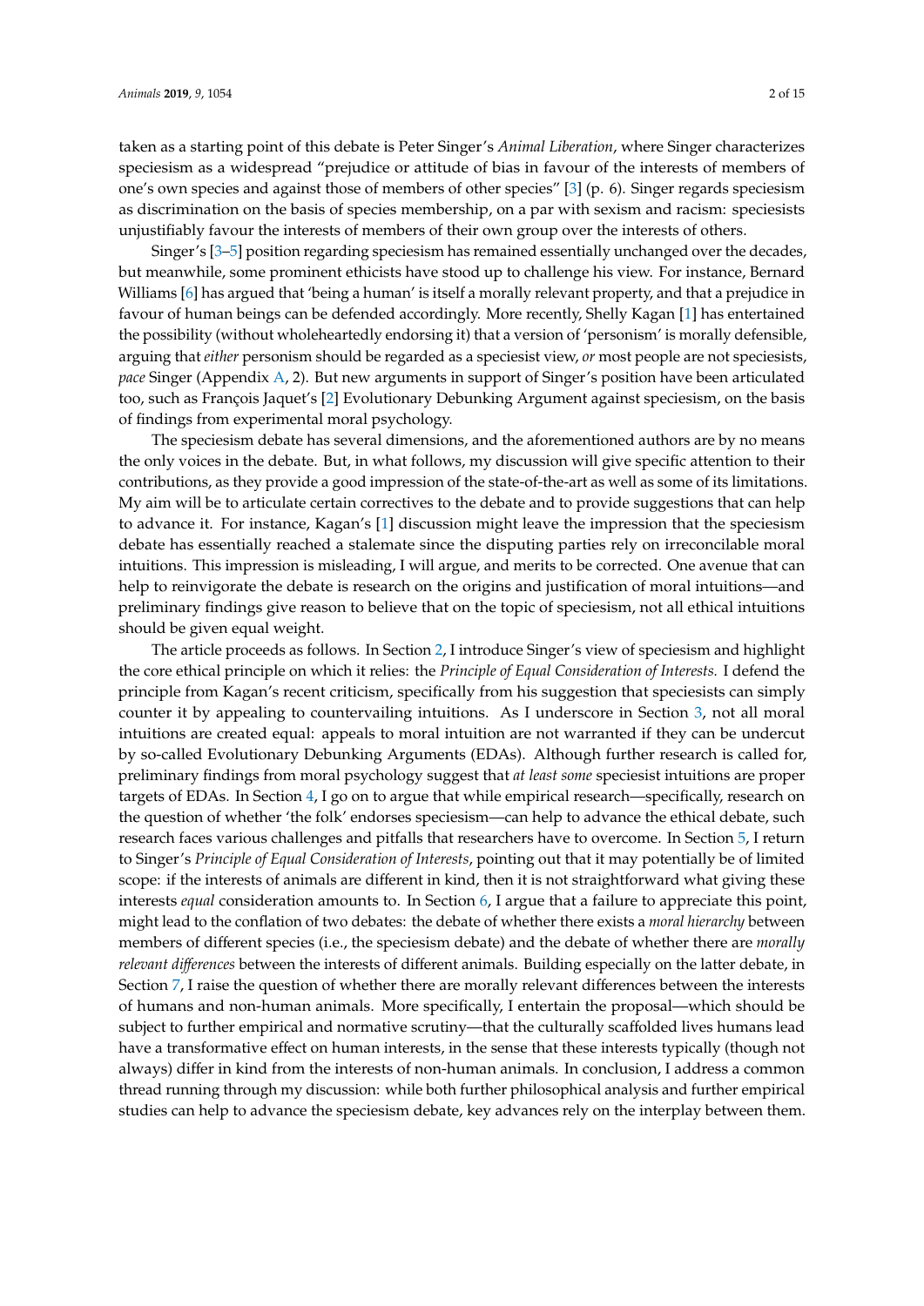taken as a starting point of this debate is Peter Singer's *Animal Liberation*, where Singer characterizes speciesism as a widespread "prejudice or attitude of bias in favour of the interests of members of one's own species and against those of members of other species" [3] (p. 6). Singer regards speciesism as discrimination on the basis of species membership, on a par with sexism and racism: speciesists unjustifiably favour the interests of members of their own group over the interests of others.

Singer's [3–5] position regarding speciesism has remained essentially unchanged over the decades, but meanwhile, some prominent ethicists have stood up to challenge his view. For instance, Bernard Williams [6] has argued that 'being a human' is itself a morally relevant property, and that a prejudice in favour of human beings can be defended accordingly. More recently, Shelly Kagan [1] has entertained the possibility (without wholeheartedly endorsing it) that a version of 'personism' is morally defensible, arguing that *either* personism should be regarded as a speciesist view, *or* most people are not speciesists, *pace* Singer (Appendix A, 2). But new arguments in support of Singer's position have been articulated too, such as François Jaquet's [2] Evolutionary Debunking Argument against speciesism, on the basis of findings from experimental moral psychology.

The speciesism debate has several dimensions, and the aforementioned authors are by no means the only voices in the debate. But, in what follows, my discussion will give specific attention to their contributions, as they provide a good impression of the state-of-the-art as well as some of its limitations. My aim will be to articulate certain correctives to the debate and to provide suggestions that can help to advance it. For instance, Kagan's [1] discussion might leave the impression that the speciesism debate has essentially reached a stalemate since the disputing parties rely on irreconcilable moral intuitions. This impression is misleading, I will argue, and merits to be corrected. One avenue that can help to reinvigorate the debate is research on the origins and justification of moral intuitions—and preliminary findings give reason to believe that on the topic of speciesism, not all ethical intuitions should be given equal weight.

The article proceeds as follows. In Section 2, I introduce Singer's view of speciesism and highlight the core ethical principle on which it relies: the *Principle of Equal Consideration of Interests.* I defend the principle from Kagan's recent criticism, specifically from his suggestion that speciesists can simply counter it by appealing to countervailing intuitions. As I underscore in Section 3, not all moral intuitions are created equal: appeals to moral intuition are not warranted if they can be undercut by so-called Evolutionary Debunking Arguments (EDAs). Although further research is called for, preliminary findings from moral psychology suggest that *at least some* speciesist intuitions are proper targets of EDAs. In Section 4, I go on to argue that while empirical research—specifically, research on the question of whether 'the folk' endorses speciesism—can help to advance the ethical debate, such research faces various challenges and pitfalls that researchers have to overcome. In Section 5, I return to Singer's *Principle of Equal Consideration of Interests*, pointing out that it may potentially be of limited scope: if the interests of animals are different in kind, then it is not straightforward what giving these interests *equal* consideration amounts to. In Section 6, I argue that a failure to appreciate this point, might lead to the conflation of two debates: the debate of whether there exists a *moral hierarchy* between members of different species (i.e., the speciesism debate) and the debate of whether there are *morally relevant differences* between the interests of different animals. Building especially on the latter debate, in Section 7, I raise the question of whether there are morally relevant differences between the interests of humans and non-human animals. More specifically, I entertain the proposal—which should be subject to further empirical and normative scrutiny—that the culturally scaffolded lives humans lead have a transformative effect on human interests, in the sense that these interests typically (though not always) differ in kind from the interests of non-human animals. In conclusion, I address a common thread running through my discussion: while both further philosophical analysis and further empirical studies can help to advance the speciesism debate, key advances rely on the interplay between them.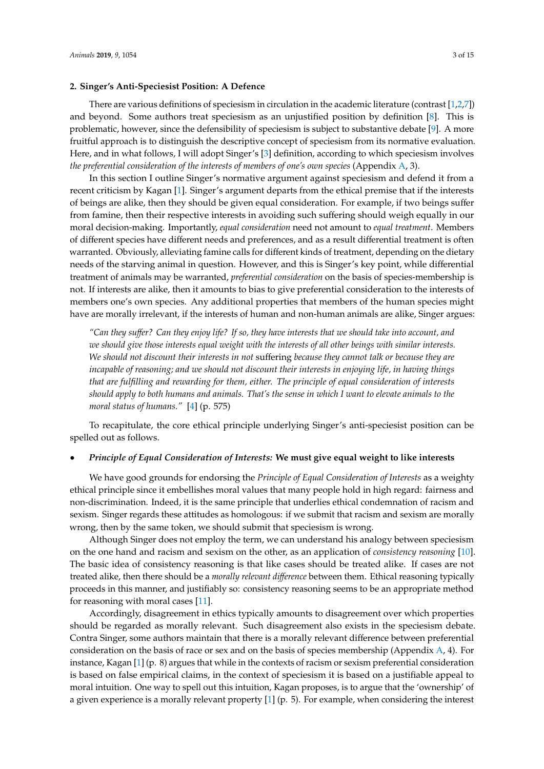## 2. Singer's Anti-Speciesist Position: A Defence

There are various definitions of speciesism in circulation in the academic literature (contrast [1,2,7]) and beyond. Some authors treat speciesism as an unjustified position by definition [8]. This is problematic, however, since the defensibility of speciesism is subject to substantive debate [9]. A more fruitful approach is to distinguish the descriptive concept of speciesism from its normative evaluation. Here, and in what follows, I will adopt Singer's [3] definition, according to which speciesism involves *the preferential consideration of the interests of members of one's own species* (Appendix A, 3).

In this section I outline Singer's normative argument against speciesism and defend it from a recent criticism by Kagan [1]. Singer's argument departs from the ethical premise that if the interests of beings are alike, then they should be given equal consideration. For example, if two beings suffer from famine, then their respective interests in avoiding such suffering should weigh equally in our moral decision-making. Importantly, *equal consideration* need not amount to *equal treatment*. Members of different species have different needs and preferences, and as a result differential treatment is often warranted. Obviously, alleviating famine calls for different kinds of treatment, depending on the dietary needs of the starving animal in question. However, and this is Singer's key point, while differential treatment of animals may be warranted, *preferential consideration* on the basis of species-membership is not. If interests are alike, then it amounts to bias to give preferential consideration to the interests of members one's own species. Any additional properties that members of the human species might have are morally irrelevant, if the interests of human and non-human animals are alike, Singer argues:

> *"Can they suffer? Can they enjoy life? If so, they have interests that we should take into account, and we should give those interests equal weight with the interests of all other beings with similar interests. We should not discount their interests in not* suffering *because they cannot talk or because they are incapable of reasoning; and we should not discount their interests in enjoying life, in having things that are fulfilling and rewarding for them, either. The principle of equal consideration of interests should apply to both humans and animals. That's the sense in which I want to elevate animals to the moral status of humans."* [4] (p. 575)

To recapitulate, the core ethical principle underlying Singer's anti-speciesist position can be spelled out as follows.

- ***Principle of Equal Consideration of Interests:*** **We must give equal weight to like interests**

We have good grounds for endorsing the *Principle of Equal Consideration of Interests* as a weighty ethical principle since it embellishes moral values that many people hold in high regard: fairness and non-discrimination. Indeed, it is the same principle that underlies ethical condemnation of racism and sexism. Singer regards these attitudes as homologous: if we submit that racism and sexism are morally wrong, then by the same token, we should submit that speciesism is wrong.

Although Singer does not employ the term, we can understand his analogy between speciesism on the one hand and racism and sexism on the other, as an application of *consistency reasoning* [10]. The basic idea of consistency reasoning is that like cases should be treated alike. If cases are not treated alike, then there should be a *morally relevant difference* between them. Ethical reasoning typically proceeds in this manner, and justifiably so: consistency reasoning seems to be an appropriate method for reasoning with moral cases [11].

Accordingly, disagreement in ethics typically amounts to disagreement over which properties should be regarded as morally relevant. Such disagreement also exists in the speciesism debate. Contra Singer, some authors maintain that there is a morally relevant difference between preferential consideration on the basis of race or sex and on the basis of species membership (Appendix A, 4). For instance, Kagan [1] (p. 8) argues that while in the contexts of racism or sexism preferential consideration is based on false empirical claims, in the context of speciesism it is based on a justifiable appeal to moral intuition. One way to spell out this intuition, Kagan proposes, is to argue that the 'ownership' of a given experience is a morally relevant property [1] (p. 5). For example, when considering the interest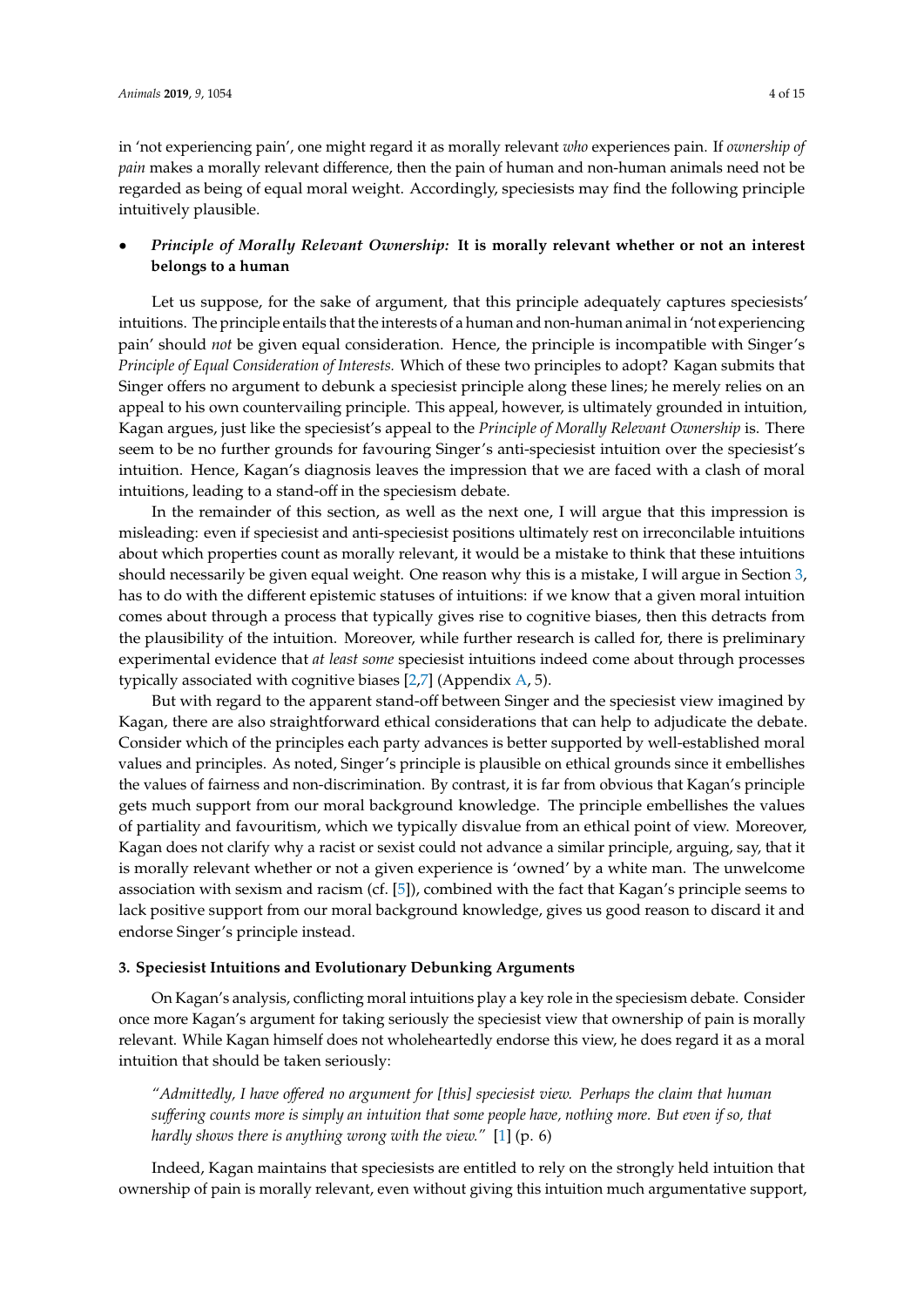in 'not experiencing pain', one might regard it as morally relevant *who* experiences pain. If *ownership of pain* makes a morally relevant difference, then the pain of human and non-human animals need not be regarded as being of equal moral weight. Accordingly, speciesists may find the following principle intuitively plausible.

- ***Principle of Morally Relevant Ownership:*** **It is morally relevant whether or not an interest belongs to a human**

Let us suppose, for the sake of argument, that this principle adequately captures speciesists' intuitions. The principle entails that the interests of a human and non-human animal in 'not experiencing pain' should *not* be given equal consideration. Hence, the principle is incompatible with Singer's *Principle of Equal Consideration of Interests.* Which of these two principles to adopt? Kagan submits that Singer offers no argument to debunk a speciesist principle along these lines; he merely relies on an appeal to his own countervailing principle. This appeal, however, is ultimately grounded in intuition, Kagan argues, just like the speciesist's appeal to the *Principle of Morally Relevant Ownership* is. There seem to be no further grounds for favouring Singer's anti-speciesist intuition over the speciesist's intuition. Hence, Kagan's diagnosis leaves the impression that we are faced with a clash of moral intuitions, leading to a stand-off in the speciesism debate.

In the remainder of this section, as well as the next one, I will argue that this impression is misleading: even if speciesist and anti-speciesist positions ultimately rest on irreconcilable intuitions about which properties count as morally relevant, it would be a mistake to think that these intuitions should necessarily be given equal weight. One reason why this is a mistake, I will argue in Section 3, has to do with the different epistemic statuses of intuitions: if we know that a given moral intuition comes about through a process that typically gives rise to cognitive biases, then this detracts from the plausibility of the intuition. Moreover, while further research is called for, there is preliminary experimental evidence that *at least some* speciesist intuitions indeed come about through processes typically associated with cognitive biases [2,7] (Appendix A, 5).

But with regard to the apparent stand-off between Singer and the speciesist view imagined by Kagan, there are also straightforward ethical considerations that can help to adjudicate the debate. Consider which of the principles each party advances is better supported by well-established moral values and principles. As noted, Singer's principle is plausible on ethical grounds since it embellishes the values of fairness and non-discrimination. By contrast, it is far from obvious that Kagan's principle gets much support from our moral background knowledge. The principle embellishes the values of partiality and favouritism, which we typically disvalue from an ethical point of view. Moreover, Kagan does not clarify why a racist or sexist could not advance a similar principle, arguing, say, that it is morally relevant whether or not a given experience is 'owned' by a white man. The unwelcome association with sexism and racism (cf. [5]), combined with the fact that Kagan's principle seems to lack positive support from our moral background knowledge, gives us good reason to discard it and endorse Singer's principle instead.

## 3. Speciesist Intuitions and Evolutionary Debunking Arguments

On Kagan's analysis, conflicting moral intuitions play a key role in the speciesism debate. Consider once more Kagan's argument for taking seriously the speciesist view that ownership of pain is morally relevant. While Kagan himself does not wholeheartedly endorse this view, he does regard it as a moral intuition that should be taken seriously:

> *"Admittedly, I have offered no argument for [this] speciesist view. Perhaps the claim that human suffering counts more is simply an intuition that some people have, nothing more. But even if so, that hardly shows there is anything wrong with the view."* [1] (p. 6)

Indeed, Kagan maintains that speciesists are entitled to rely on the strongly held intuition that ownership of pain is morally relevant, even without giving this intuition much argumentative support,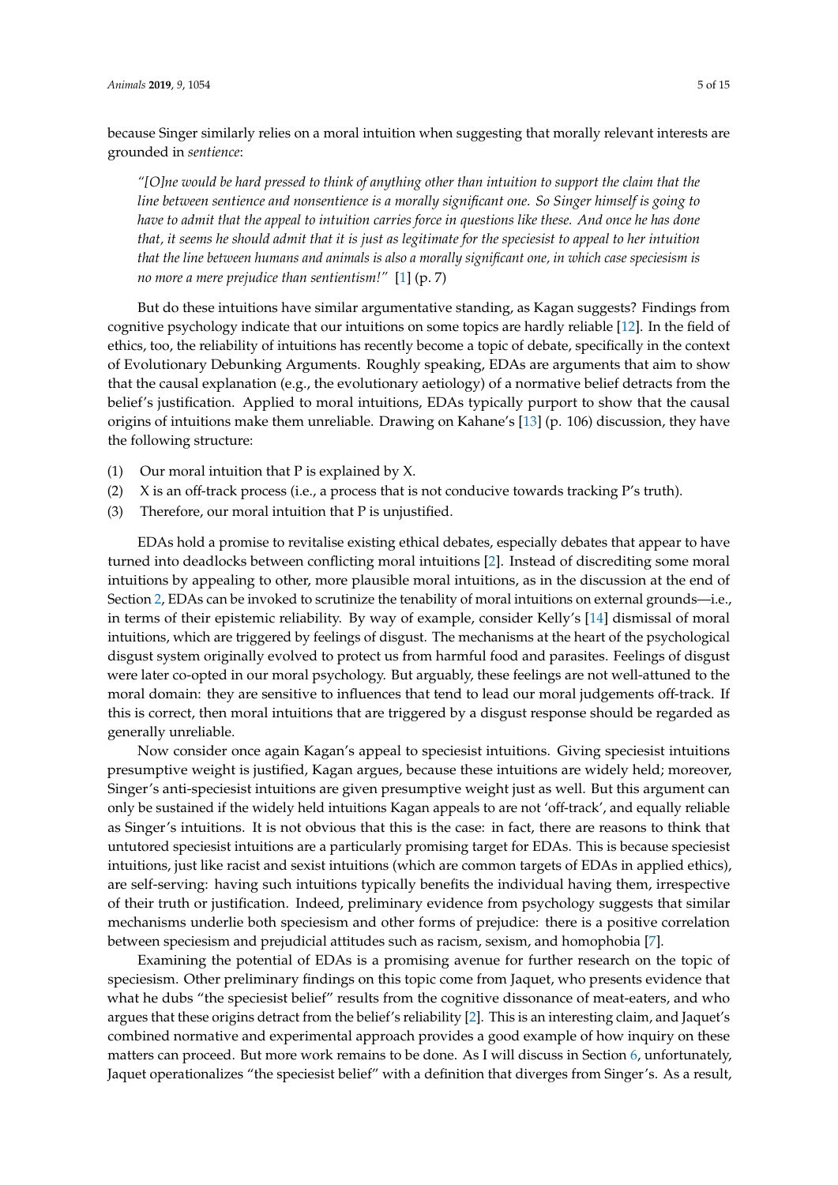because Singer similarly relies on a moral intuition when suggesting that morally relevant interests are grounded in *sentience*:

> *"[O]ne would be hard pressed to think of anything other than intuition to support the claim that the line between sentience and nonsentience is a morally significant one. So Singer himself is going to have to admit that the appeal to intuition carries force in questions like these. And once he has done that, it seems he should admit that it is just as legitimate for the speciesist to appeal to her intuition that the line between humans and animals is also a morally significant one, in which case speciesism is no more a mere prejudice than sentientism!"* [1] (p. 7)

But do these intuitions have similar argumentative standing, as Kagan suggests? Findings from cognitive psychology indicate that our intuitions on some topics are hardly reliable [12]. In the field of ethics, too, the reliability of intuitions has recently become a topic of debate, specifically in the context of Evolutionary Debunking Arguments. Roughly speaking, EDAs are arguments that aim to show that the causal explanation (e.g., the evolutionary aetiology) of a normative belief detracts from the belief's justification. Applied to moral intuitions, EDAs typically purport to show that the causal origins of intuitions make them unreliable. Drawing on Kahane's [13] (p. 106) discussion, they have the following structure:

(1) Our moral intuition that P is explained by X.
(2) X is an off-track process (i.e., a process that is not conducive towards tracking P's truth).
(3) Therefore, our moral intuition that P is unjustified.

EDAs hold a promise to revitalise existing ethical debates, especially debates that appear to have turned into deadlocks between conflicting moral intuitions [2]. Instead of discrediting some moral intuitions by appealing to other, more plausible moral intuitions, as in the discussion at the end of Section 2, EDAs can be invoked to scrutinize the tenability of moral intuitions on external grounds—i.e., in terms of their epistemic reliability. By way of example, consider Kelly's [14] dismissal of moral intuitions, which are triggered by feelings of disgust. The mechanisms at the heart of the psychological disgust system originally evolved to protect us from harmful food and parasites. Feelings of disgust were later co-opted in our moral psychology. But arguably, these feelings are not well-attuned to the moral domain: they are sensitive to influences that tend to lead our moral judgements off-track. If this is correct, then moral intuitions that are triggered by a disgust response should be regarded as generally unreliable.

Now consider once again Kagan's appeal to speciesist intuitions. Giving speciesist intuitions presumptive weight is justified, Kagan argues, because these intuitions are widely held; moreover, Singer's anti-speciesist intuitions are given presumptive weight just as well. But this argument can only be sustained if the widely held intuitions Kagan appeals to are not 'off-track', and equally reliable as Singer's intuitions. It is not obvious that this is the case: in fact, there are reasons to think that untutored speciesist intuitions are a particularly promising target for EDAs. This is because speciesist intuitions, just like racist and sexist intuitions (which are common targets of EDAs in applied ethics), are self-serving: having such intuitions typically benefits the individual having them, irrespective of their truth or justification. Indeed, preliminary evidence from psychology suggests that similar mechanisms underlie both speciesism and other forms of prejudice: there is a positive correlation between speciesism and prejudicial attitudes such as racism, sexism, and homophobia [7].

Examining the potential of EDAs is a promising avenue for further research on the topic of speciesism. Other preliminary findings on this topic come from Jaquet, who presents evidence that what he dubs "the speciesist belief" results from the cognitive dissonance of meat-eaters, and who argues that these origins detract from the belief's reliability [2]. This is an interesting claim, and Jaquet's combined normative and experimental approach provides a good example of how inquiry on these matters can proceed. But more work remains to be done. As I will discuss in Section 6, unfortunately, Jaquet operationalizes "the speciesist belief" with a definition that diverges from Singer's. As a result,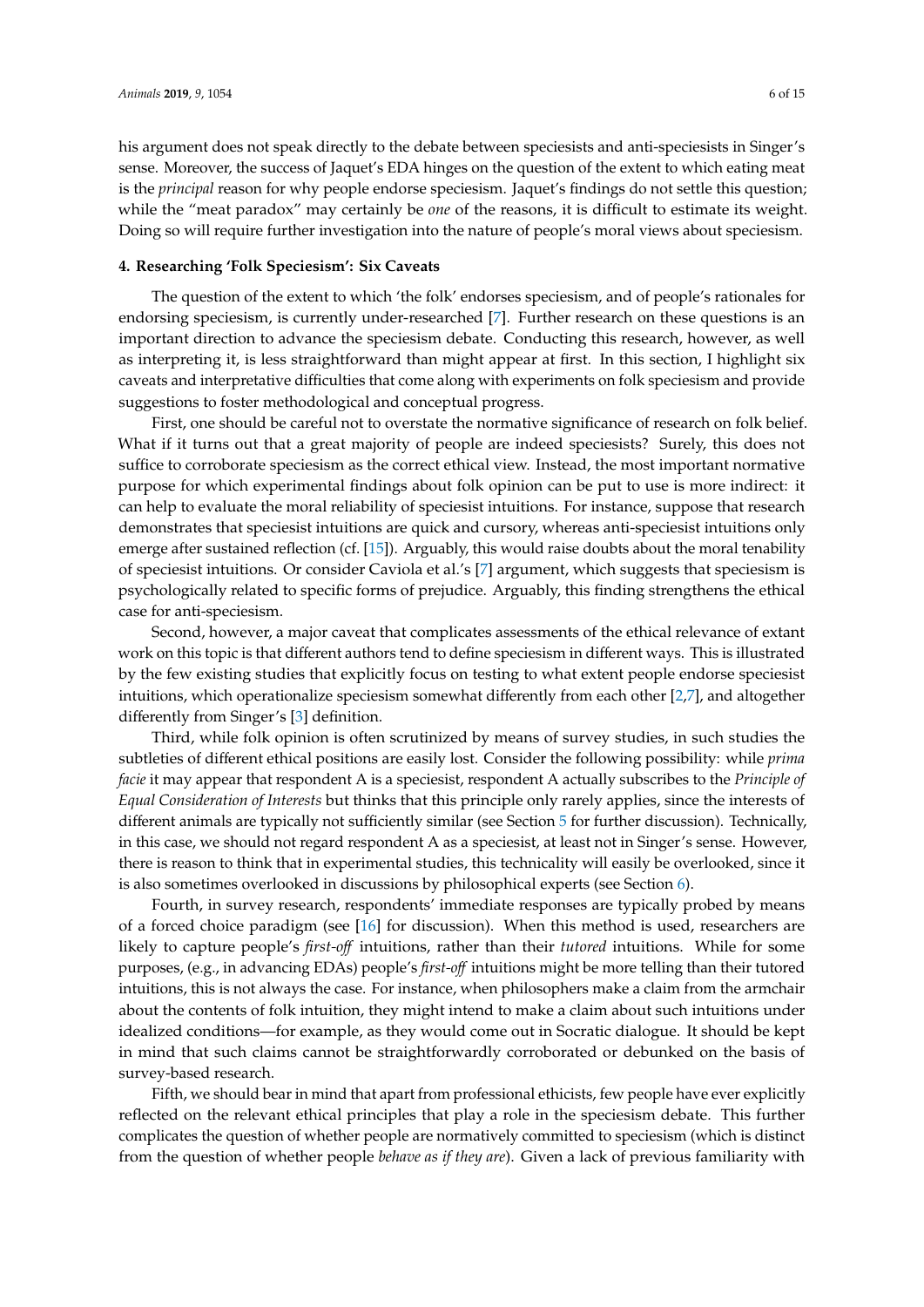his argument does not speak directly to the debate between speciesists and anti-speciesists in Singer's sense. Moreover, the success of Jaquet's EDA hinges on the question of the extent to which eating meat is the *principal* reason for why people endorse speciesism. Jaquet's findings do not settle this question; while the "meat paradox" may certainly be *one* of the reasons, it is difficult to estimate its weight. Doing so will require further investigation into the nature of people's moral views about speciesism.

## 4. Researching 'Folk Speciesism': Six Caveats

The question of the extent to which 'the folk' endorses speciesism, and of people's rationales for endorsing speciesism, is currently under-researched [7]. Further research on these questions is an important direction to advance the speciesism debate. Conducting this research, however, as well as interpreting it, is less straightforward than might appear at first. In this section, I highlight six caveats and interpretative difficulties that come along with experiments on folk speciesism and provide suggestions to foster methodological and conceptual progress.

First, one should be careful not to overstate the normative significance of research on folk belief. What if it turns out that a great majority of people are indeed speciesists? Surely, this does not suffice to corroborate speciesism as the correct ethical view. Instead, the most important normative purpose for which experimental findings about folk opinion can be put to use is more indirect: it can help to evaluate the moral reliability of speciesist intuitions. For instance, suppose that research demonstrates that speciesist intuitions are quick and cursory, whereas anti-speciesist intuitions only emerge after sustained reflection (cf. [15]). Arguably, this would raise doubts about the moral tenability of speciesist intuitions. Or consider Caviola et al.'s [7] argument, which suggests that speciesism is psychologically related to specific forms of prejudice. Arguably, this finding strengthens the ethical case for anti-speciesism.

Second, however, a major caveat that complicates assessments of the ethical relevance of extant work on this topic is that different authors tend to define speciesism in different ways. This is illustrated by the few existing studies that explicitly focus on testing to what extent people endorse speciesist intuitions, which operationalize speciesism somewhat differently from each other [2,7], and altogether differently from Singer's [3] definition.

Third, while folk opinion is often scrutinized by means of survey studies, in such studies the subtleties of different ethical positions are easily lost. Consider the following possibility: while *prima facie* it may appear that respondent A is a speciesist, respondent A actually subscribes to the *Principle of Equal Consideration of Interests* but thinks that this principle only rarely applies, since the interests of different animals are typically not sufficiently similar (see Section 5 for further discussion). Technically, in this case, we should not regard respondent A as a speciesist, at least not in Singer's sense. However, there is reason to think that in experimental studies, this technicality will easily be overlooked, since it is also sometimes overlooked in discussions by philosophical experts (see Section 6).

Fourth, in survey research, respondents' immediate responses are typically probed by means of a forced choice paradigm (see [16] for discussion). When this method is used, researchers are likely to capture people's *first-off* intuitions, rather than their *tutored* intuitions. While for some purposes, (e.g., in advancing EDAs) people's *first-off* intuitions might be more telling than their tutored intuitions, this is not always the case. For instance, when philosophers make a claim from the armchair about the contents of folk intuition, they might intend to make a claim about such intuitions under idealized conditions—for example, as they would come out in Socratic dialogue. It should be kept in mind that such claims cannot be straightforwardly corroborated or debunked on the basis of survey-based research.

Fifth, we should bear in mind that apart from professional ethicists, few people have ever explicitly reflected on the relevant ethical principles that play a role in the speciesism debate. This further complicates the question of whether people are normatively committed to speciesism (which is distinct from the question of whether people *behave as if they are*). Given a lack of previous familiarity with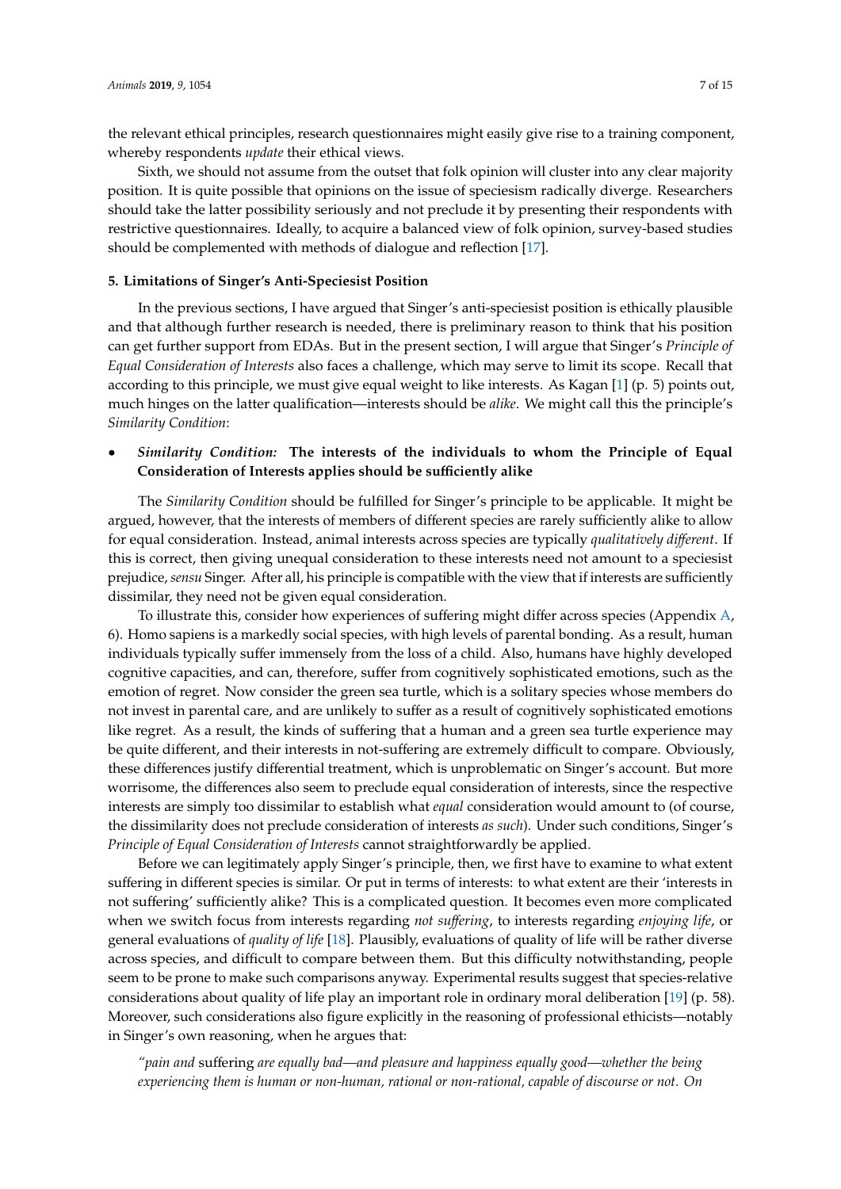the relevant ethical principles, research questionnaires might easily give rise to a training component, whereby respondents *update* their ethical views.

Sixth, we should not assume from the outset that folk opinion will cluster into any clear majority position. It is quite possible that opinions on the issue of speciesism radically diverge. Researchers should take the latter possibility seriously and not preclude it by presenting their respondents with restrictive questionnaires. Ideally, to acquire a balanced view of folk opinion, survey-based studies should be complemented with methods of dialogue and reflection [17].

## 5. Limitations of Singer's Anti-Speciesist Position

In the previous sections, I have argued that Singer's anti-speciesist position is ethically plausible and that although further research is needed, there is preliminary reason to think that his position can get further support from EDAs. But in the present section, I will argue that Singer's *Principle of Equal Consideration of Interests* also faces a challenge, which may serve to limit its scope. Recall that according to this principle, we must give equal weight to like interests. As Kagan [1] (p. 5) points out, much hinges on the latter qualification—interests should be *alike*. We might call this the principle's *Similarity Condition*:

- ***Similarity Condition:*** **The interests of the individuals to whom the Principle of Equal Consideration of Interests applies should be sufficiently alike**

The *Similarity Condition* should be fulfilled for Singer's principle to be applicable. It might be argued, however, that the interests of members of different species are rarely sufficiently alike to allow for equal consideration. Instead, animal interests across species are typically *qualitatively different*. If this is correct, then giving unequal consideration to these interests need not amount to a speciesist prejudice, *sensu* Singer. After all, his principle is compatible with the view that if interests are sufficiently dissimilar, they need not be given equal consideration.

To illustrate this, consider how experiences of suffering might differ across species (Appendix A, 6). Homo sapiens is a markedly social species, with high levels of parental bonding. As a result, human individuals typically suffer immensely from the loss of a child. Also, humans have highly developed cognitive capacities, and can, therefore, suffer from cognitively sophisticated emotions, such as the emotion of regret. Now consider the green sea turtle, which is a solitary species whose members do not invest in parental care, and are unlikely to suffer as a result of cognitively sophisticated emotions like regret. As a result, the kinds of suffering that a human and a green sea turtle experience may be quite different, and their interests in not-suffering are extremely difficult to compare. Obviously, these differences justify differential treatment, which is unproblematic on Singer's account. But more worrisome, the differences also seem to preclude equal consideration of interests, since the respective interests are simply too dissimilar to establish what *equal* consideration would amount to (of course, the dissimilarity does not preclude consideration of interests *as such*). Under such conditions, Singer's *Principle of Equal Consideration of Interests* cannot straightforwardly be applied.

Before we can legitimately apply Singer's principle, then, we first have to examine to what extent suffering in different species is similar. Or put in terms of interests: to what extent are their 'interests in not suffering' sufficiently alike? This is a complicated question. It becomes even more complicated when we switch focus from interests regarding *not suffering*, to interests regarding *enjoying life*, or general evaluations of *quality of life* [18]. Plausibly, evaluations of quality of life will be rather diverse across species, and difficult to compare between them. But this difficulty notwithstanding, people seem to be prone to make such comparisons anyway. Experimental results suggest that species-relative considerations about quality of life play an important role in ordinary moral deliberation [19] (p. 58). Moreover, such considerations also figure explicitly in the reasoning of professional ethicists—notably in Singer's own reasoning, when he argues that:

*"pain and* suffering *are equally bad—and pleasure and happiness equally good—whether the being experiencing them is human or non-human, rational or non-rational, capable of discourse or not. On*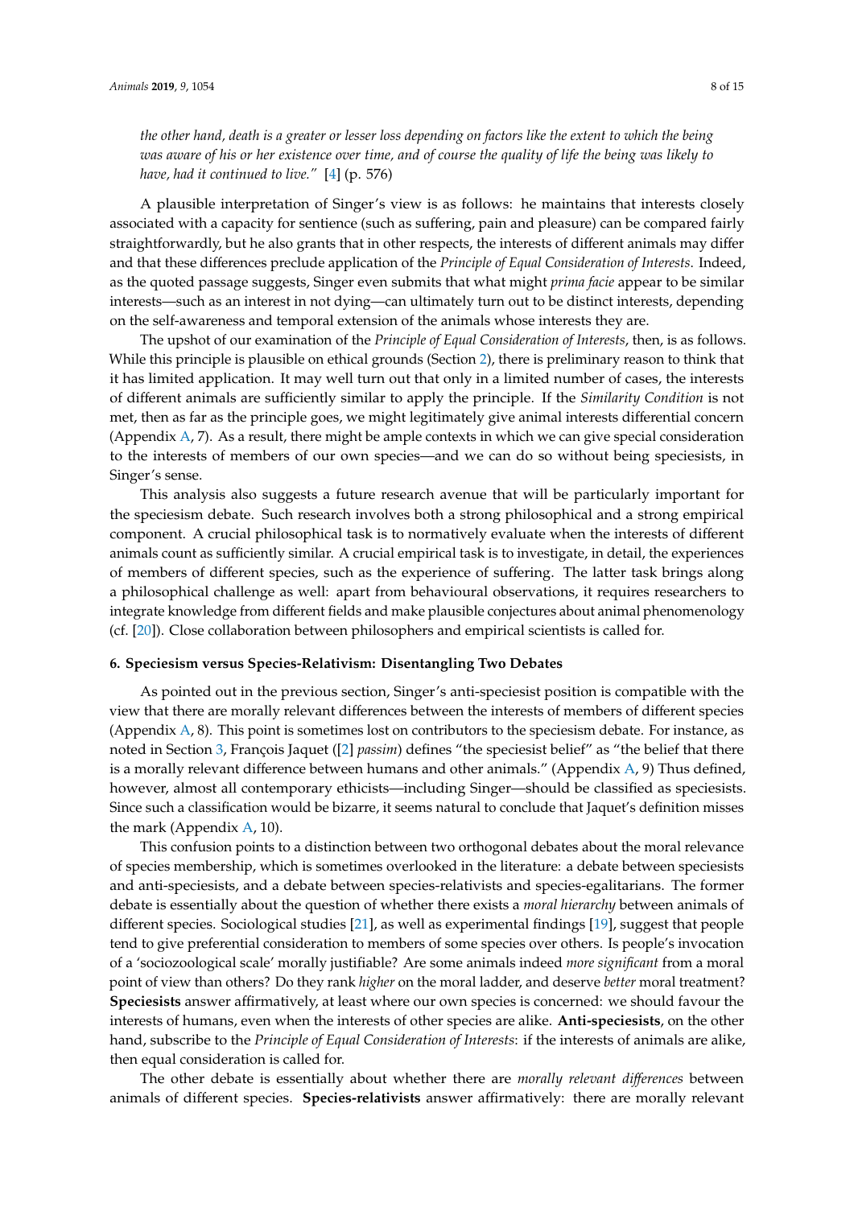*the other hand, death is a greater or lesser loss depending on factors like the extent to which the being was aware of his or her existence over time, and of course the quality of life the being was likely to have, had it continued to live."* [4] (p. 576)

A plausible interpretation of Singer's view is as follows: he maintains that interests closely associated with a capacity for sentience (such as suffering, pain and pleasure) can be compared fairly straightforwardly, but he also grants that in other respects, the interests of different animals may differ and that these differences preclude application of the *Principle of Equal Consideration of Interests*. Indeed, as the quoted passage suggests, Singer even submits that what might *prima facie* appear to be similar interests—such as an interest in not dying—can ultimately turn out to be distinct interests, depending on the self-awareness and temporal extension of the animals whose interests they are.

The upshot of our examination of the *Principle of Equal Consideration of Interests*, then, is as follows. While this principle is plausible on ethical grounds (Section 2), there is preliminary reason to think that it has limited application. It may well turn out that only in a limited number of cases, the interests of different animals are sufficiently similar to apply the principle. If the *Similarity Condition* is not met, then as far as the principle goes, we might legitimately give animal interests differential concern (Appendix A, 7). As a result, there might be ample contexts in which we can give special consideration to the interests of members of our own species—and we can do so without being speciesists, in Singer's sense.

This analysis also suggests a future research avenue that will be particularly important for the speciesism debate. Such research involves both a strong philosophical and a strong empirical component. A crucial philosophical task is to normatively evaluate when the interests of different animals count as sufficiently similar. A crucial empirical task is to investigate, in detail, the experiences of members of different species, such as the experience of suffering. The latter task brings along a philosophical challenge as well: apart from behavioural observations, it requires researchers to integrate knowledge from different fields and make plausible conjectures about animal phenomenology (cf. [20]). Close collaboration between philosophers and empirical scientists is called for.

## 6. Speciesism versus Species-Relativism: Disentangling Two Debates

As pointed out in the previous section, Singer's anti-speciesist position is compatible with the view that there are morally relevant differences between the interests of members of different species (Appendix A, 8). This point is sometimes lost on contributors to the speciesism debate. For instance, as noted in Section 3, François Jaquet ([2] *passim*) defines "the speciesist belief" as "the belief that there is a morally relevant difference between humans and other animals." (Appendix A, 9) Thus defined, however, almost all contemporary ethicists—including Singer—should be classified as speciesists. Since such a classification would be bizarre, it seems natural to conclude that Jaquet's definition misses the mark (Appendix A, 10).

This confusion points to a distinction between two orthogonal debates about the moral relevance of species membership, which is sometimes overlooked in the literature: a debate between speciesists and anti-speciesists, and a debate between species-relativists and species-egalitarians. The former debate is essentially about the question of whether there exists a *moral hierarchy* between animals of different species. Sociological studies [21], as well as experimental findings [19], suggest that people tend to give preferential consideration to members of some species over others. Is people's invocation of a 'sociozoological scale' morally justifiable? Are some animals indeed *more significant* from a moral point of view than others? Do they rank *higher* on the moral ladder, and deserve *better* moral treatment? **Speciesists** answer affirmatively, at least where our own species is concerned: we should favour the interests of humans, even when the interests of other species are alike. **Anti-speciesists**, on the other hand, subscribe to the *Principle of Equal Consideration of Interests*: if the interests of animals are alike, then equal consideration is called for.

The other debate is essentially about whether there are *morally relevant differences* between animals of different species. **Species-relativists** answer affirmatively: there are morally relevant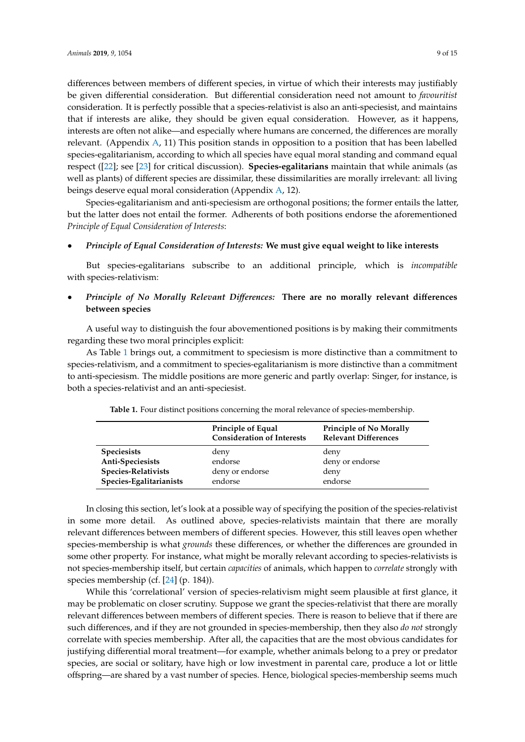differences between members of different species, in virtue of which their interests may justifiably be given differential consideration. But differential consideration need not amount to *favouritist* consideration. It is perfectly possible that a species-relativist is also an anti-speciesist, and maintains that if interests are alike, they should be given equal consideration. However, as it happens, interests are often not alike—and especially where humans are concerned, the differences are morally relevant. (Appendix A, 11) This position stands in opposition to a position that has been labelled species-egalitarianism, according to which all species have equal moral standing and command equal respect ([22]; see [23] for critical discussion). **Species-egalitarians** maintain that while animals (as well as plants) of different species are dissimilar, these dissimilarities are morally irrelevant: all living beings deserve equal moral consideration (Appendix A, 12).

Species-egalitarianism and anti-speciesism are orthogonal positions; the former entails the latter, but the latter does not entail the former. Adherents of both positions endorse the aforementioned *Principle of Equal Consideration of Interests*:

- ***Principle of Equal Consideration of Interests:*** **We must give equal weight to like interests**

But species-egalitarians subscribe to an additional principle, which is *incompatible* with species-relativism:

- ***Principle of No Morally Relevant Differences:*** **There are no morally relevant differences between species**

A useful way to distinguish the four abovementioned positions is by making their commitments regarding these two moral principles explicit:

As Table 1 brings out, a commitment to speciesism is more distinctive than a commitment to species-relativism, and a commitment to species-egalitarianism is more distinctive than a commitment to anti-speciesism. The middle positions are more generic and partly overlap: Singer, for instance, is both a species-relativist and an anti-speciesist.

**Table 1.** Four distinct positions concerning the moral relevance of species-membership.

| | Principle of Equal Consideration of Interests | Principle of No Morally Relevant Differences |
|---|---|---|
| **Speciesists** | deny | deny |
| **Anti-Speciesists** | endorse | deny or endorse |
| **Species-Relativists** | deny or endorse | deny |
| **Species-Egalitarianists** | endorse | endorse |

In closing this section, let's look at a possible way of specifying the position of the species-relativist in some more detail. As outlined above, species-relativists maintain that there are morally relevant differences between members of different species. However, this still leaves open whether species-membership is what *grounds* these differences, or whether the differences are grounded in some other property. For instance, what might be morally relevant according to species-relativists is not species-membership itself, but certain *capacities* of animals, which happen to *correlate* strongly with species membership (cf. [24] (p. 184)).

While this 'correlational' version of species-relativism might seem plausible at first glance, it may be problematic on closer scrutiny. Suppose we grant the species-relativist that there are morally relevant differences between members of different species. There is reason to believe that if there are such differences, and if they are not grounded in species-membership, then they also *do not* strongly correlate with species membership. After all, the capacities that are the most obvious candidates for justifying differential moral treatment—for example, whether animals belong to a prey or predator species, are social or solitary, have high or low investment in parental care, produce a lot or little offspring—are shared by a vast number of species. Hence, biological species-membership seems much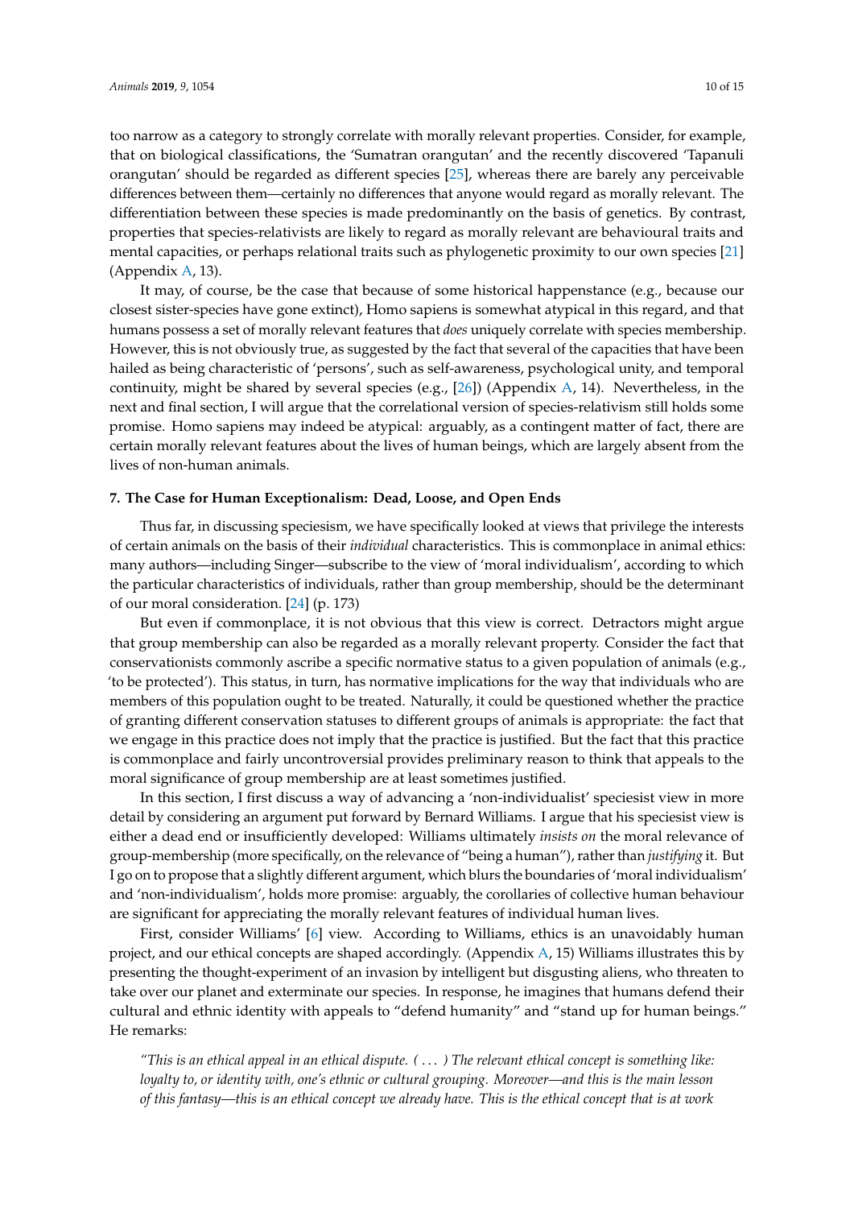too narrow as a category to strongly correlate with morally relevant properties. Consider, for example, that on biological classifications, the 'Sumatran orangutan' and the recently discovered 'Tapanuli orangutan' should be regarded as different species [25], whereas there are barely any perceivable differences between them—certainly no differences that anyone would regard as morally relevant. The differentiation between these species is made predominantly on the basis of genetics. By contrast, properties that species-relativists are likely to regard as morally relevant are behavioural traits and mental capacities, or perhaps relational traits such as phylogenetic proximity to our own species [21] (Appendix A, 13).

It may, of course, be the case that because of some historical happenstance (e.g., because our closest sister-species have gone extinct), Homo sapiens is somewhat atypical in this regard, and that humans possess a set of morally relevant features that *does* uniquely correlate with species membership. However, this is not obviously true, as suggested by the fact that several of the capacities that have been hailed as being characteristic of 'persons', such as self-awareness, psychological unity, and temporal continuity, might be shared by several species (e.g., [26]) (Appendix A, 14). Nevertheless, in the next and final section, I will argue that the correlational version of species-relativism still holds some promise. Homo sapiens may indeed be atypical: arguably, as a contingent matter of fact, there are certain morally relevant features about the lives of human beings, which are largely absent from the lives of non-human animals.

## 7. The Case for Human Exceptionalism: Dead, Loose, and Open Ends

Thus far, in discussing speciesism, we have specifically looked at views that privilege the interests of certain animals on the basis of their *individual* characteristics. This is commonplace in animal ethics: many authors—including Singer—subscribe to the view of 'moral individualism', according to which the particular characteristics of individuals, rather than group membership, should be the determinant of our moral consideration. [24] (p. 173)

But even if commonplace, it is not obvious that this view is correct. Detractors might argue that group membership can also be regarded as a morally relevant property. Consider the fact that conservationists commonly ascribe a specific normative status to a given population of animals (e.g., 'to be protected'). This status, in turn, has normative implications for the way that individuals who are members of this population ought to be treated. Naturally, it could be questioned whether the practice of granting different conservation statuses to different groups of animals is appropriate: the fact that we engage in this practice does not imply that the practice is justified. But the fact that this practice is commonplace and fairly uncontroversial provides preliminary reason to think that appeals to the moral significance of group membership are at least sometimes justified.

In this section, I first discuss a way of advancing a 'non-individualist' speciesist view in more detail by considering an argument put forward by Bernard Williams. I argue that his speciesist view is either a dead end or insufficiently developed: Williams ultimately *insists on* the moral relevance of group-membership (more specifically, on the relevance of "being a human"), rather than *justifying* it. But I go on to propose that a slightly different argument, which blurs the boundaries of 'moral individualism' and 'non-individualism', holds more promise: arguably, the corollaries of collective human behaviour are significant for appreciating the morally relevant features of individual human lives.

First, consider Williams' [6] view. According to Williams, ethics is an unavoidably human project, and our ethical concepts are shaped accordingly. (Appendix A, 15) Williams illustrates this by presenting the thought-experiment of an invasion by intelligent but disgusting aliens, who threaten to take over our planet and exterminate our species. In response, he imagines that humans defend their cultural and ethnic identity with appeals to "defend humanity" and "stand up for human beings." He remarks:

> *"This is an ethical appeal in an ethical dispute. ( . . . ) The relevant ethical concept is something like: loyalty to, or identity with, one's ethnic or cultural grouping. Moreover—and this is the main lesson of this fantasy—this is an ethical concept we already have. This is the ethical concept that is at work*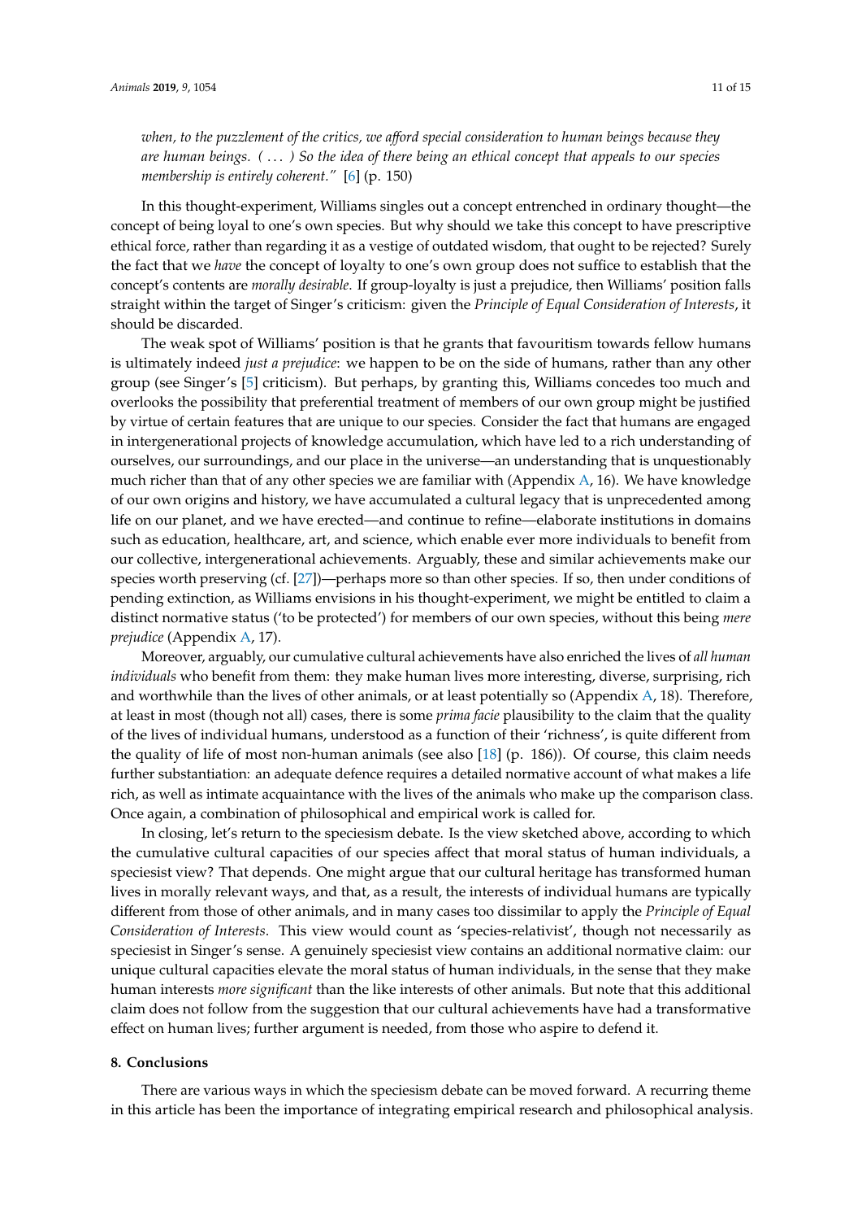*when, to the puzzlement of the critics, we afford special consideration to human beings because they are human beings. ( . . . ) So the idea of there being an ethical concept that appeals to our species membership is entirely coherent."* [6] (p. 150)

In this thought-experiment, Williams singles out a concept entrenched in ordinary thought—the concept of being loyal to one's own species. But why should we take this concept to have prescriptive ethical force, rather than regarding it as a vestige of outdated wisdom, that ought to be rejected? Surely the fact that we *have* the concept of loyalty to one's own group does not suffice to establish that the concept's contents are *morally desirable*. If group-loyalty is just a prejudice, then Williams' position falls straight within the target of Singer's criticism: given the *Principle of Equal Consideration of Interests*, it should be discarded.

The weak spot of Williams' position is that he grants that favouritism towards fellow humans is ultimately indeed *just a prejudice*: we happen to be on the side of humans, rather than any other group (see Singer's [5] criticism). But perhaps, by granting this, Williams concedes too much and overlooks the possibility that preferential treatment of members of our own group might be justified by virtue of certain features that are unique to our species. Consider the fact that humans are engaged in intergenerational projects of knowledge accumulation, which have led to a rich understanding of ourselves, our surroundings, and our place in the universe—an understanding that is unquestionably much richer than that of any other species we are familiar with (Appendix A, 16). We have knowledge of our own origins and history, we have accumulated a cultural legacy that is unprecedented among life on our planet, and we have erected—and continue to refine—elaborate institutions in domains such as education, healthcare, art, and science, which enable ever more individuals to benefit from our collective, intergenerational achievements. Arguably, these and similar achievements make our species worth preserving (cf. [27])—perhaps more so than other species. If so, then under conditions of pending extinction, as Williams envisions in his thought-experiment, we might be entitled to claim a distinct normative status ('to be protected') for members of our own species, without this being *mere prejudice* (Appendix A, 17).

Moreover, arguably, our cumulative cultural achievements have also enriched the lives of *all human individuals* who benefit from them: they make human lives more interesting, diverse, surprising, rich and worthwhile than the lives of other animals, or at least potentially so (Appendix A, 18). Therefore, at least in most (though not all) cases, there is some *prima facie* plausibility to the claim that the quality of the lives of individual humans, understood as a function of their 'richness', is quite different from the quality of life of most non-human animals (see also [18] (p. 186)). Of course, this claim needs further substantiation: an adequate defence requires a detailed normative account of what makes a life rich, as well as intimate acquaintance with the lives of the animals who make up the comparison class. Once again, a combination of philosophical and empirical work is called for.

In closing, let's return to the speciesism debate. Is the view sketched above, according to which the cumulative cultural capacities of our species affect that moral status of human individuals, a speciesist view? That depends. One might argue that our cultural heritage has transformed human lives in morally relevant ways, and that, as a result, the interests of individual humans are typically different from those of other animals, and in many cases too dissimilar to apply the *Principle of Equal Consideration of Interests*. This view would count as 'species-relativist', though not necessarily as speciesist in Singer's sense. A genuinely speciesist view contains an additional normative claim: our unique cultural capacities elevate the moral status of human individuals, in the sense that they make human interests *more significant* than the like interests of other animals. But note that this additional claim does not follow from the suggestion that our cultural achievements have had a transformative effect on human lives; further argument is needed, from those who aspire to defend it.

## 8. Conclusions

There are various ways in which the speciesism debate can be moved forward. A recurring theme in this article has been the importance of integrating empirical research and philosophical analysis.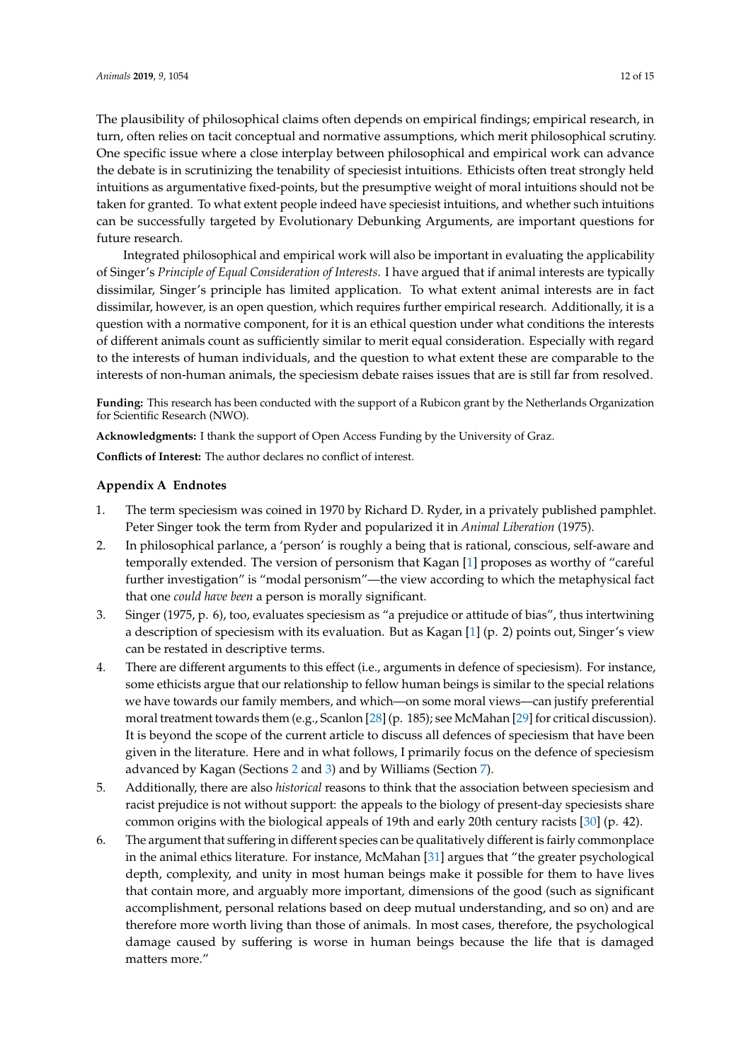The plausibility of philosophical claims often depends on empirical findings; empirical research, in turn, often relies on tacit conceptual and normative assumptions, which merit philosophical scrutiny. One specific issue where a close interplay between philosophical and empirical work can advance the debate is in scrutinizing the tenability of speciesist intuitions. Ethicists often treat strongly held intuitions as argumentative fixed-points, but the presumptive weight of moral intuitions should not be taken for granted. To what extent people indeed have speciesist intuitions, and whether such intuitions can be successfully targeted by Evolutionary Debunking Arguments, are important questions for future research.

Integrated philosophical and empirical work will also be important in evaluating the applicability of Singer's *Principle of Equal Consideration of Interests*. I have argued that if animal interests are typically dissimilar, Singer's principle has limited application. To what extent animal interests are in fact dissimilar, however, is an open question, which requires further empirical research. Additionally, it is a question with a normative component, for it is an ethical question under what conditions the interests of different animals count as sufficiently similar to merit equal consideration. Especially with regard to the interests of human individuals, and the question to what extent these are comparable to the interests of non-human animals, the speciesism debate raises issues that are is still far from resolved.

**Funding:** This research has been conducted with the support of a Rubicon grant by the Netherlands Organization for Scientific Research (NWO).

**Acknowledgments:** I thank the support of Open Access Funding by the University of Graz.

**Conflicts of Interest:** The author declares no conflict of interest.

## Appendix A Endnotes

1. The term speciesism was coined in 1970 by Richard D. Ryder, in a privately published pamphlet. Peter Singer took the term from Ryder and popularized it in *Animal Liberation* (1975).
2. In philosophical parlance, a 'person' is roughly a being that is rational, conscious, self-aware and temporally extended. The version of personism that Kagan [1] proposes as worthy of "careful further investigation" is "modal personism"—the view according to which the metaphysical fact that one *could have been* a person is morally significant.
3. Singer (1975, p. 6), too, evaluates speciesism as "a prejudice or attitude of bias", thus intertwining a description of speciesism with its evaluation. But as Kagan [1] (p. 2) points out, Singer's view can be restated in descriptive terms.
4. There are different arguments to this effect (i.e., arguments in defence of speciesism). For instance, some ethicists argue that our relationship to fellow human beings is similar to the special relations we have towards our family members, and which—on some moral views—can justify preferential moral treatment towards them (e.g., Scanlon [28] (p. 185); see McMahan [29] for critical discussion). It is beyond the scope of the current article to discuss all defences of speciesism that have been given in the literature. Here and in what follows, I primarily focus on the defence of speciesism advanced by Kagan (Sections 2 and 3) and by Williams (Section 7).
5. Additionally, there are also *historical* reasons to think that the association between speciesism and racist prejudice is not without support: the appeals to the biology of present-day speciesists share common origins with the biological appeals of 19th and early 20th century racists [30] (p. 42).
6. The argument that suffering in different species can be qualitatively different is fairly commonplace in the animal ethics literature. For instance, McMahan [31] argues that "the greater psychological depth, complexity, and unity in most human beings make it possible for them to have lives that contain more, and arguably more important, dimensions of the good (such as significant accomplishment, personal relations based on deep mutual understanding, and so on) and are therefore more worth living than those of animals. In most cases, therefore, the psychological damage caused by suffering is worse in human beings because the life that is damaged matters more."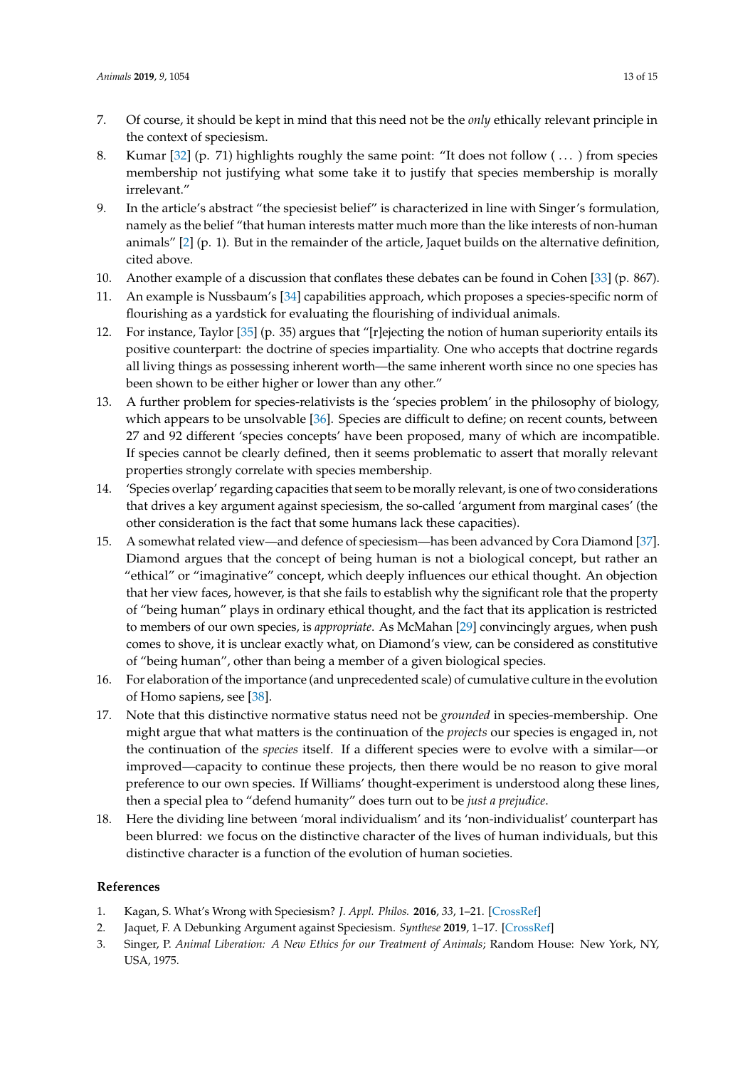7. Of course, it should be kept in mind that this need not be the *only* ethically relevant principle in the context of speciesism.
8. Kumar [32] (p. 71) highlights roughly the same point: "It does not follow ( . . . ) from species membership not justifying what some take it to justify that species membership is morally irrelevant."
9. In the article's abstract "the speciesist belief" is characterized in line with Singer's formulation, namely as the belief "that human interests matter much more than the like interests of non-human animals" [2] (p. 1). But in the remainder of the article, Jaquet builds on the alternative definition, cited above.
10. Another example of a discussion that conflates these debates can be found in Cohen [33] (p. 867).
11. An example is Nussbaum's [34] capabilities approach, which proposes a species-specific norm of flourishing as a yardstick for evaluating the flourishing of individual animals.
12. For instance, Taylor [35] (p. 35) argues that "[r]ejecting the notion of human superiority entails its positive counterpart: the doctrine of species impartiality. One who accepts that doctrine regards all living things as possessing inherent worth—the same inherent worth since no one species has been shown to be either higher or lower than any other."
13. A further problem for species-relativists is the 'species problem' in the philosophy of biology, which appears to be unsolvable [36]. Species are difficult to define; on recent counts, between 27 and 92 different 'species concepts' have been proposed, many of which are incompatible. If species cannot be clearly defined, then it seems problematic to assert that morally relevant properties strongly correlate with species membership.
14. 'Species overlap' regarding capacities that seem to be morally relevant, is one of two considerations that drives a key argument against speciesism, the so-called 'argument from marginal cases' (the other consideration is the fact that some humans lack these capacities).
15. A somewhat related view—and defence of speciesism—has been advanced by Cora Diamond [37]. Diamond argues that the concept of being human is not a biological concept, but rather an "ethical" or "imaginative" concept, which deeply influences our ethical thought. An objection that her view faces, however, is that she fails to establish why the significant role that the property of "being human" plays in ordinary ethical thought, and the fact that its application is restricted to members of our own species, is *appropriate*. As McMahan [29] convincingly argues, when push comes to shove, it is unclear exactly what, on Diamond's view, can be considered as constitutive of "being human", other than being a member of a given biological species.
16. For elaboration of the importance (and unprecedented scale) of cumulative culture in the evolution of Homo sapiens, see [38].
17. Note that this distinctive normative status need not be *grounded* in species-membership. One might argue that what matters is the continuation of the *projects* our species is engaged in, not the continuation of the *species* itself. If a different species were to evolve with a similar—or improved—capacity to continue these projects, then there would be no reason to give moral preference to our own species. If Williams' thought-experiment is understood along these lines, then a special plea to "defend humanity" does turn out to be *just a prejudice*.
18. Here the dividing line between 'moral individualism' and its 'non-individualist' counterpart has been blurred: we focus on the distinctive character of the lives of human individuals, but this distinctive character is a function of the evolution of human societies.

## References

1. Kagan, S. What's Wrong with Speciesism? *J. Appl. Philos.* **2016**, *33*, 1–21. [CrossRef]
2. Jaquet, F. A Debunking Argument against Speciesism. *Synthese* **2019**, 1–17. [CrossRef]
3. Singer, P. *Animal Liberation: A New Ethics for our Treatment of Animals*; Random House: New York, NY, USA, 1975.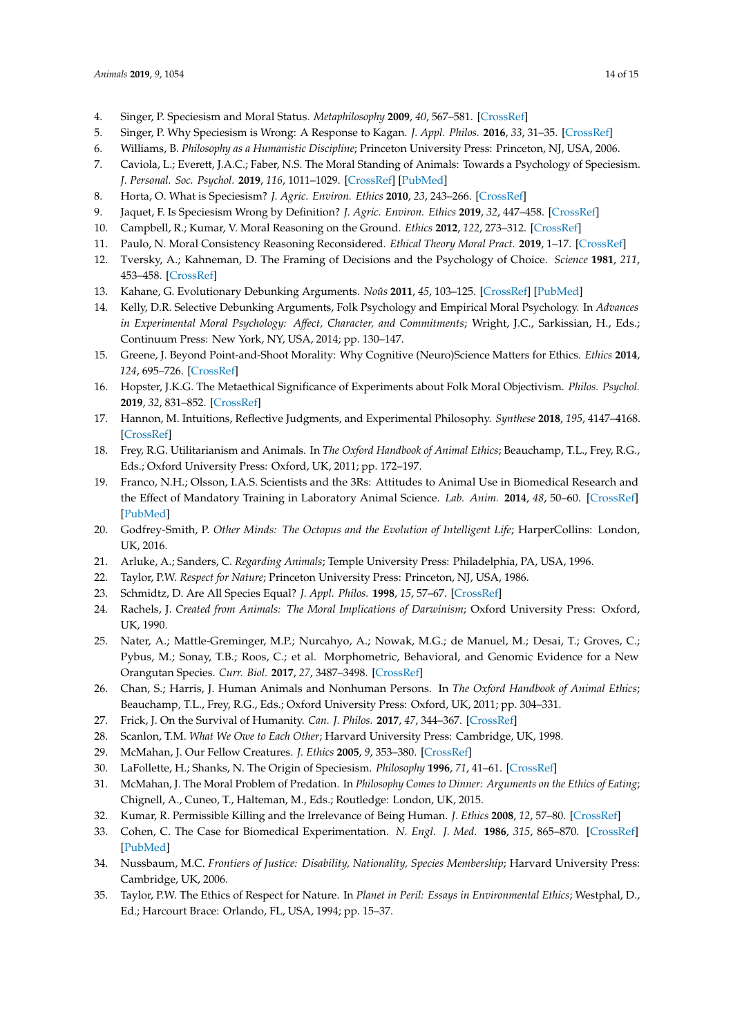4. Singer, P. Speciesism and Moral Status. *Metaphilosophy* **2009**, *40*, 567–581. [CrossRef]
5. Singer, P. Why Speciesism is Wrong: A Response to Kagan. *J. Appl. Philos.* **2016**, *33*, 31–35. [CrossRef]
6. Williams, B. *Philosophy as a Humanistic Discipline*; Princeton University Press: Princeton, NJ, USA, 2006.
7. Caviola, L.; Everett, J.A.C.; Faber, N.S. The Moral Standing of Animals: Towards a Psychology of Speciesism. *J. Personal. Soc. Psychol.* **2019**, *116*, 1011–1029. [CrossRef] [PubMed]
8. Horta, O. What is Speciesism? *J. Agric. Environ. Ethics* **2010**, *23*, 243–266. [CrossRef]
9. Jaquet, F. Is Speciesism Wrong by Definition? *J. Agric. Environ. Ethics* **2019**, *32*, 447–458. [CrossRef]
10. Campbell, R.; Kumar, V. Moral Reasoning on the Ground. *Ethics* **2012**, *122*, 273–312. [CrossRef]
11. Paulo, N. Moral Consistency Reasoning Reconsidered. *Ethical Theory Moral Pract.* **2019**, 1–17. [CrossRef]
12. Tversky, A.; Kahneman, D. The Framing of Decisions and the Psychology of Choice. *Science* **1981**, *211*, 453–458. [CrossRef]
13. Kahane, G. Evolutionary Debunking Arguments. *Noûs* **2011**, *45*, 103–125. [CrossRef] [PubMed]
14. Kelly, D.R. Selective Debunking Arguments, Folk Psychology and Empirical Moral Psychology. In *Advances in Experimental Moral Psychology: Affect, Character, and Commitments*; Wright, J.C., Sarkissian, H., Eds.; Continuum Press: New York, NY, USA, 2014; pp. 130–147.
15. Greene, J. Beyond Point-and-Shoot Morality: Why Cognitive (Neuro)Science Matters for Ethics. *Ethics* **2014**, *124*, 695–726. [CrossRef]
16. Hopster, J.K.G. The Metaethical Significance of Experiments about Folk Moral Objectivism. *Philos. Psychol.* **2019**, *32*, 831–852. [CrossRef]
17. Hannon, M. Intuitions, Reflective Judgments, and Experimental Philosophy. *Synthese* **2018**, *195*, 4147–4168. [CrossRef]
18. Frey, R.G. Utilitarianism and Animals. In *The Oxford Handbook of Animal Ethics*; Beauchamp, T.L., Frey, R.G., Eds.; Oxford University Press: Oxford, UK, 2011; pp. 172–197.
19. Franco, N.H.; Olsson, I.A.S. Scientists and the 3Rs: Attitudes to Animal Use in Biomedical Research and the Effect of Mandatory Training in Laboratory Animal Science. *Lab. Anim.* **2014**, *48*, 50–60. [CrossRef] [PubMed]
20. Godfrey-Smith, P. *Other Minds: The Octopus and the Evolution of Intelligent Life*; HarperCollins: London, UK, 2016.
21. Arluke, A.; Sanders, C. *Regarding Animals*; Temple University Press: Philadelphia, PA, USA, 1996.
22. Taylor, P.W. *Respect for Nature*; Princeton University Press: Princeton, NJ, USA, 1986.
23. Schmidtz, D. Are All Species Equal? *J. Appl. Philos.* **1998**, *15*, 57–67. [CrossRef]
24. Rachels, J. *Created from Animals: The Moral Implications of Darwinism*; Oxford University Press: Oxford, UK, 1990.
25. Nater, A.; Mattle-Greminger, M.P.; Nurcahyo, A.; Nowak, M.G.; de Manuel, M.; Desai, T.; Groves, C.; Pybus, M.; Sonay, T.B.; Roos, C.; et al. Morphometric, Behavioral, and Genomic Evidence for a New Orangutan Species. *Curr. Biol.* **2017**, *27*, 3487–3498. [CrossRef]
26. Chan, S.; Harris, J. Human Animals and Nonhuman Persons. In *The Oxford Handbook of Animal Ethics*; Beauchamp, T.L., Frey, R.G., Eds.; Oxford University Press: Oxford, UK, 2011; pp. 304–331.
27. Frick, J. On the Survival of Humanity. *Can. J. Philos.* **2017**, *47*, 344–367. [CrossRef]
28. Scanlon, T.M. *What We Owe to Each Other*; Harvard University Press: Cambridge, UK, 1998.
29. McMahan, J. Our Fellow Creatures. *J. Ethics* **2005**, *9*, 353–380. [CrossRef]
30. LaFollette, H.; Shanks, N. The Origin of Speciesism. *Philosophy* **1996**, *71*, 41–61. [CrossRef]
31. McMahan, J. The Moral Problem of Predation. In *Philosophy Comes to Dinner: Arguments on the Ethics of Eating*; Chignell, A., Cuneo, T., Halteman, M., Eds.; Routledge: London, UK, 2015.
32. Kumar, R. Permissible Killing and the Irrelevance of Being Human. *J. Ethics* **2008**, *12*, 57–80. [CrossRef]
33. Cohen, C. The Case for Biomedical Experimentation. *N. Engl. J. Med.* **1986**, *315*, 865–870. [CrossRef] [PubMed]
34. Nussbaum, M.C. *Frontiers of Justice: Disability, Nationality, Species Membership*; Harvard University Press: Cambridge, UK, 2006.
35. Taylor, P.W. The Ethics of Respect for Nature. In *Planet in Peril: Essays in Environmental Ethics*; Westphal, D., Ed.; Harcourt Brace: Orlando, FL, USA, 1994; pp. 15–37.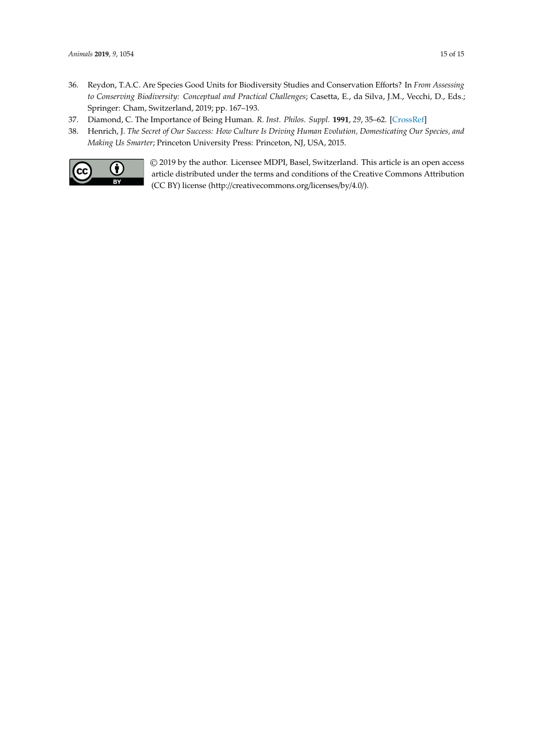36. Reydon, T.A.C. Are Species Good Units for Biodiversity Studies and Conservation Efforts? In *From Assessing to Conserving Biodiversity: Conceptual and Practical Challenges*; Casetta, E., da Silva, J.M., Vecchi, D., Eds.; Springer: Cham, Switzerland, 2019; pp. 167–193.
37. Diamond, C. The Importance of Being Human. *R. Inst. Philos. Suppl.* **1991**, *29*, 35–62. [CrossRef]
38. Henrich, J. *The Secret of Our Success: How Culture Is Driving Human Evolution, Domesticating Our Species, and Making Us Smarter*; Princeton University Press: Princeton, NJ, USA, 2015.

© 2019 by the author. Licensee MDPI, Basel, Switzerland. This article is an open access article distributed under the terms and conditions of the Creative Commons Attribution (CC BY) license (http://creativecommons.org/licenses/by/4.0/).